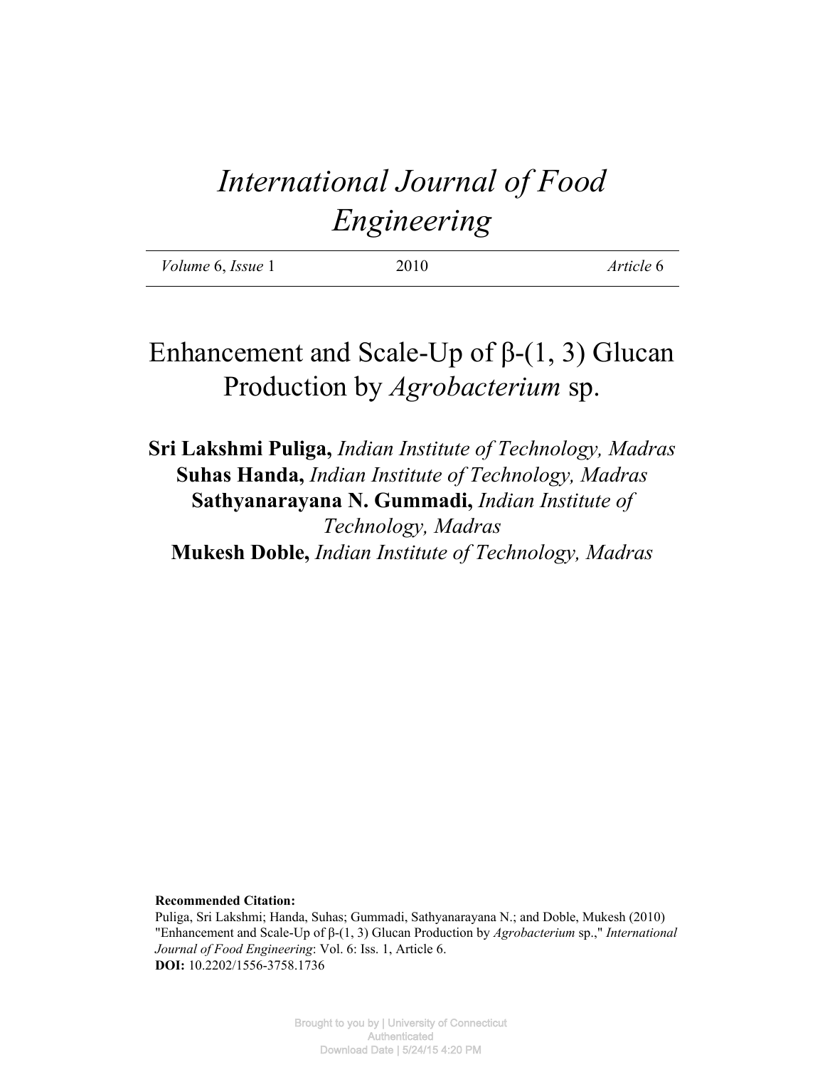# *International Journal of Food Engineering*

| *Volume* 6, *Issue* 1 | 2010 | *Article* 6 |
|---|---|---|

## Enhancement and Scale-Up of β-(1, 3) Glucan Production by *Agrobacterium* sp.

**Sri Lakshmi Puliga,** *Indian Institute of Technology, Madras*
**Suhas Handa,** *Indian Institute of Technology, Madras*
**Sathyanarayana N. Gummadi,** *Indian Institute of Technology, Madras*
**Mukesh Doble,** *Indian Institute of Technology, Madras*

**Recommended Citation:**
Puliga, Sri Lakshmi; Handa, Suhas; Gummadi, Sathyanarayana N.; and Doble, Mukesh (2010) "Enhancement and Scale-Up of β-(1, 3) Glucan Production by *Agrobacterium* sp.," *International Journal of Food Engineering*: Vol. 6: Iss. 1, Article 6.
**DOI:** 10.2202/1556-3758.1736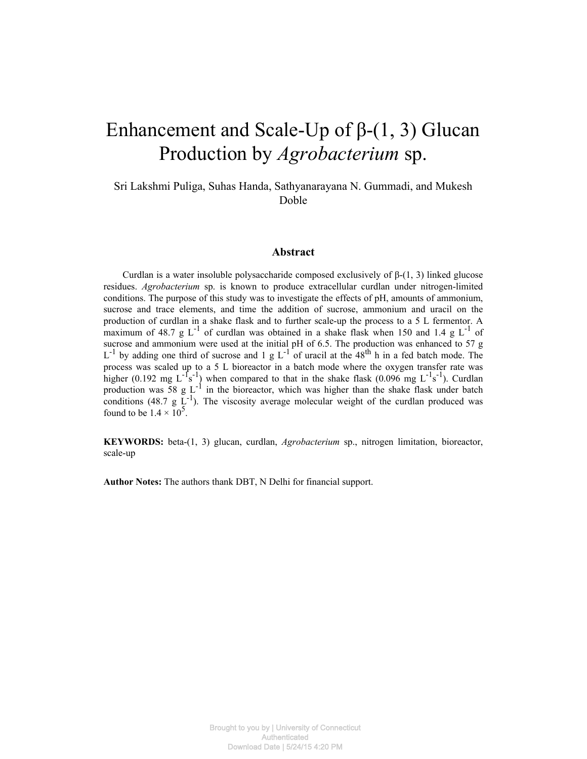# Enhancement and Scale-Up of β-(1, 3) Glucan Production by *Agrobacterium* sp.

Sri Lakshmi Puliga, Suhas Handa, Sathyanarayana N. Gummadi, and Mukesh Doble

## Abstract

Curdlan is a water insoluble polysaccharide composed exclusively of β-(1, 3) linked glucose residues. *Agrobacterium* sp. is known to produce extracellular curdlan under nitrogen-limited conditions. The purpose of this study was to investigate the effects of pH, amounts of ammonium, sucrose and trace elements, and time the addition of sucrose, ammonium and uracil on the production of curdlan in a shake flask and to further scale-up the process to a 5 L fermentor. A maximum of 48.7 g $L^{-1}$ of curdlan was obtained in a shake flask when 150 and 1.4 g $L^{-1}$ of sucrose and ammonium were used at the initial pH of 6.5. The production was enhanced to 57 g $L^{-1}$ by adding one third of sucrose and 1 g $L^{-1}$ of uracil at the $48^{th}$ h in a fed batch mode. The process was scaled up to a 5 L bioreactor in a batch mode where the oxygen transfer rate was higher (0.192 mg $L^{-1}s^{-1}$) when compared to that in the shake flask (0.096 mg $L^{-1}s^{-1}$). Curdlan production was 58 g $L^{-1}$ in the bioreactor, which was higher than the shake flask under batch conditions (48.7 g $L^{-1}$). The viscosity average molecular weight of the curdlan produced was found to be $1.4 \times 10^{5}$.

**KEYWORDS:** beta-(1, 3) glucan, curdlan, *Agrobacterium* sp., nitrogen limitation, bioreactor, scale-up

**Author Notes:** The authors thank DBT, N Delhi for financial support.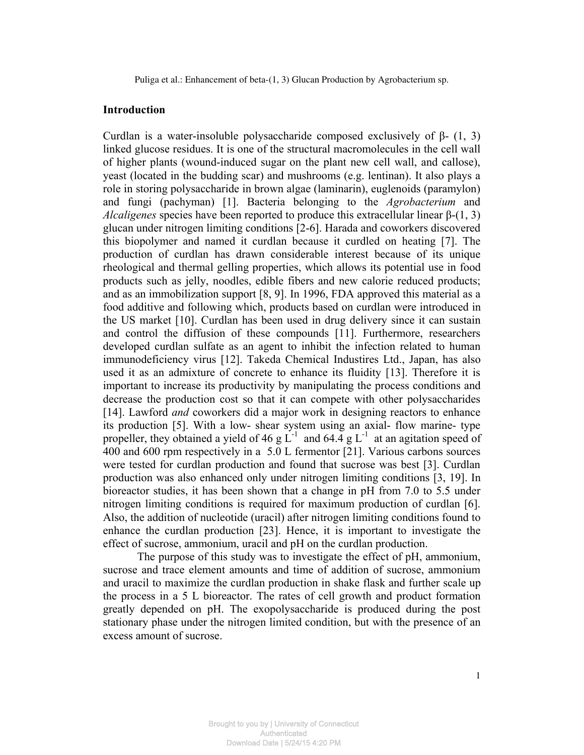## Introduction

Curdlan is a water-insoluble polysaccharide composed exclusively of β- (1, 3) linked glucose residues. It is one of the structural macromolecules in the cell wall of higher plants (wound-induced sugar on the plant new cell wall, and callose), yeast (located in the budding scar) and mushrooms (e.g. lentinan). It also plays a role in storing polysaccharide in brown algae (laminarin), euglenoids (paramylon) and fungi (pachyman) [1]. Bacteria belonging to the *Agrobacterium* and *Alcaligenes* species have been reported to produce this extracellular linear β-(1, 3) glucan under nitrogen limiting conditions [2-6]. Harada and coworkers discovered this biopolymer and named it curdlan because it curdled on heating [7]. The production of curdlan has drawn considerable interest because of its unique rheological and thermal gelling properties, which allows its potential use in food products such as jelly, noodles, edible fibers and new calorie reduced products; and as an immobilization support [8, 9]. In 1996, FDA approved this material as a food additive and following which, products based on curdlan were introduced in the US market [10]. Curdlan has been used in drug delivery since it can sustain and control the diffusion of these compounds [11]. Furthermore, researchers developed curdlan sulfate as an agent to inhibit the infection related to human immunodeficiency virus [12]. Takeda Chemical Industires Ltd., Japan, has also used it as an admixture of concrete to enhance its fluidity [13]. Therefore it is important to increase its productivity by manipulating the process conditions and decrease the production cost so that it can compete with other polysaccharides [14]. Lawford *and* coworkers did a major work in designing reactors to enhance its production [5]. With a low- shear system using an axial- flow marine- type propeller, they obtained a yield of 46 g $L^{-1}$ and 64.4 g $L^{-1}$ at an agitation speed of 400 and 600 rpm respectively in a 5.0 L fermentor [21]. Various carbons sources were tested for curdlan production and found that sucrose was best [3]. Curdlan production was also enhanced only under nitrogen limiting conditions [3, 19]. In bioreactor studies, it has been shown that a change in pH from 7.0 to 5.5 under nitrogen limiting conditions is required for maximum production of curdlan [6]. Also, the addition of nucleotide (uracil) after nitrogen limiting conditions found to enhance the curdlan production [23]. Hence, it is important to investigate the effect of sucrose, ammonium, uracil and pH on the curdlan production.

The purpose of this study was to investigate the effect of pH, ammonium, sucrose and trace element amounts and time of addition of sucrose, ammonium and uracil to maximize the curdlan production in shake flask and further scale up the process in a 5 L bioreactor. The rates of cell growth and product formation greatly depended on pH. The exopolysaccharide is produced during the post stationary phase under the nitrogen limited condition, but with the presence of an excess amount of sucrose.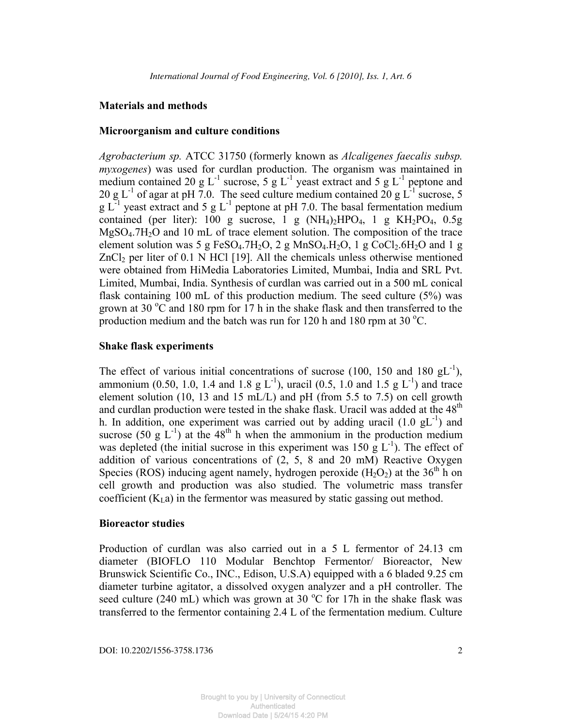## Materials and methods

### Microorganism and culture conditions

*Agrobacterium sp.* ATCC 31750 (formerly known as *Alcaligenes faecalis subsp. myxogenes*) was used for curdlan production. The organism was maintained in medium contained 20 g $L^{-1}$ sucrose, 5 g $L^{-1}$ yeast extract and 5 g $L^{-1}$ peptone and 20 g $L^{-1}$ of agar at pH 7.0. The seed culture medium contained 20 g $L^{-1}$ sucrose, 5 g $L^{-1}$ yeast extract and 5 g $L^{-1}$ peptone at pH 7.0. The basal fermentation medium contained (per liter): 100 g sucrose, 1 g $(NH_4)_2HPO_4$, 1 g $KH_2PO_4$, 0.5g $MgSO_4.7H_2O$ and 10 mL of trace element solution. The composition of the trace element solution was 5 g $FeSO_4.7H_2O$, 2 g $MnSO_4.H_2O$, 1 g $CoCl_2.6H_2O$ and 1 g $ZnCl_2$ per liter of 0.1 N HCl [19]. All the chemicals unless otherwise mentioned were obtained from HiMedia Laboratories Limited, Mumbai, India and SRL Pvt. Limited, Mumbai, India. Synthesis of curdlan was carried out in a 500 mL conical flask containing 100 mL of this production medium. The seed culture (5%) was grown at 30 $^{o}$C and 180 rpm for 17 h in the shake flask and then transferred to the production medium and the batch was run for 120 h and 180 rpm at 30 $^{o}$C.

### Shake flask experiments

The effect of various initial concentrations of sucrose (100, 150 and 180 g$L^{-1}$), ammonium (0.50, 1.0, 1.4 and 1.8 g $L^{-1}$), uracil (0.5, 1.0 and 1.5 g $L^{-1}$) and trace element solution (10, 13 and 15 mL/L) and pH (from 5.5 to 7.5) on cell growth and curdlan production were tested in the shake flask. Uracil was added at the 48$^{th}$ h. In addition, one experiment was carried out by adding uracil (1.0 g$L^{-1}$) and sucrose (50 g $L^{-1}$) at the 48$^{th}$ h when the ammonium in the production medium was depleted (the initial sucrose in this experiment was 150 g $L^{-1}$). The effect of addition of various concentrations of (2, 5, 8 and 20 mM) Reactive Oxygen Species (ROS) inducing agent namely, hydrogen peroxide ($H_2O_2$) at the 36$^{th}$ h on cell growth and production was also studied. The volumetric mass transfer coefficient ($K_La$) in the fermentor was measured by static gassing out method.

### Bioreactor studies

Production of curdlan was also carried out in a 5 L fermentor of 24.13 cm diameter (BIOFLO 110 Modular Benchtop Fermentor/ Bioreactor, New Brunswick Scientific Co., INC., Edison, U.S.A) equipped with a 6 bladed 9.25 cm diameter turbine agitator, a dissolved oxygen analyzer and a pH controller. The seed culture (240 mL) which was grown at 30 $^{o}$C for 17h in the shake flask was transferred to the fermentor containing 2.4 L of the fermentation medium. Culture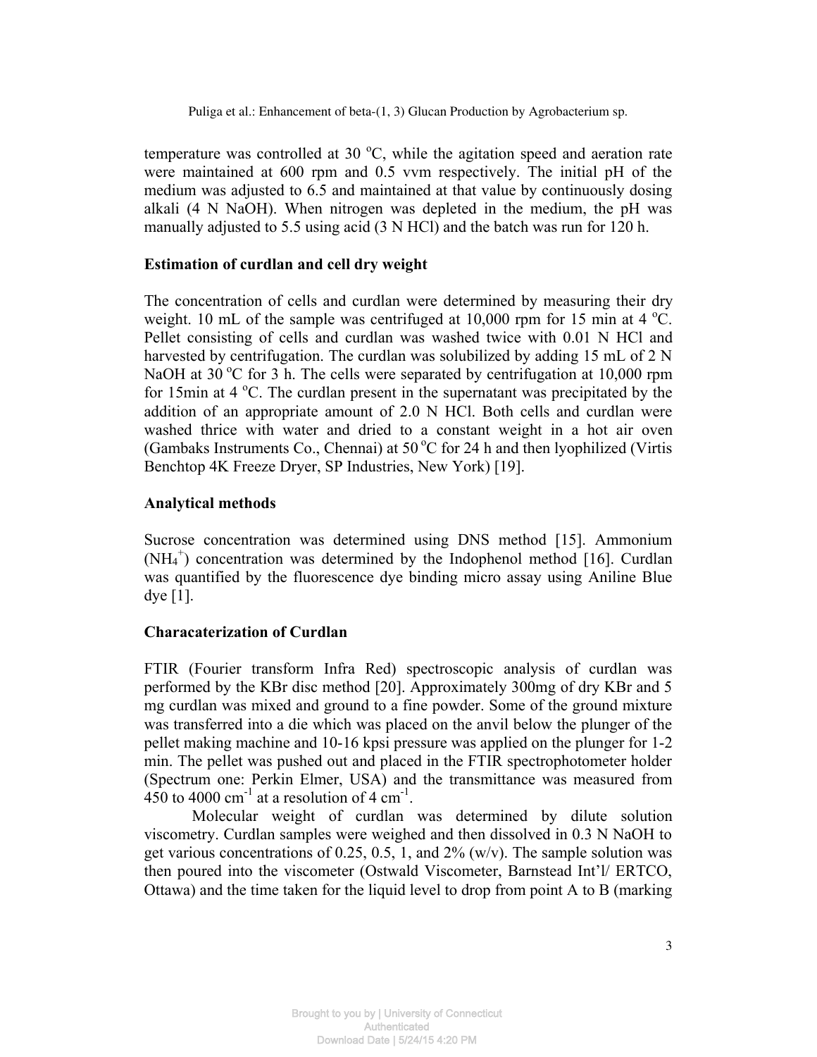temperature was controlled at 30 °C, while the agitation speed and aeration rate were maintained at 600 rpm and 0.5 vvm respectively. The initial pH of the medium was adjusted to 6.5 and maintained at that value by continuously dosing alkali (4 N NaOH). When nitrogen was depleted in the medium, the pH was manually adjusted to 5.5 using acid (3 N HCl) and the batch was run for 120 h.

## Estimation of curdlan and cell dry weight

The concentration of cells and curdlan were determined by measuring their dry weight. 10 mL of the sample was centrifuged at 10,000 rpm for 15 min at 4 °C. Pellet consisting of cells and curdlan was washed twice with 0.01 N HCl and harvested by centrifugation. The curdlan was solubilized by adding 15 mL of 2 N NaOH at 30 °C for 3 h. The cells were separated by centrifugation at 10,000 rpm for 15min at 4 °C. The curdlan present in the supernatant was precipitated by the addition of an appropriate amount of 2.0 N HCl. Both cells and curdlan were washed thrice with water and dried to a constant weight in a hot air oven (Gambaks Instruments Co., Chennai) at 50 °C for 24 h and then lyophilized (Virtis Benchtop 4K Freeze Dryer, SP Industries, New York) [19].

## Analytical methods

Sucrose concentration was determined using DNS method [15]. Ammonium ($NH_4^+$) concentration was determined by the Indophenol method [16]. Curdlan was quantified by the fluorescence dye binding micro assay using Aniline Blue dye [1].

## Characaterization of Curdlan

FTIR (Fourier transform Infra Red) spectroscopic analysis of curdlan was performed by the KBr disc method [20]. Approximately 300mg of dry KBr and 5 mg curdlan was mixed and ground to a fine powder. Some of the ground mixture was transferred into a die which was placed on the anvil below the plunger of the pellet making machine and 10-16 kpsi pressure was applied on the plunger for 1-2 min. The pellet was pushed out and placed in the FTIR spectrophotometer holder (Spectrum one: Perkin Elmer, USA) and the transmittance was measured from 450 to 4000 $cm^{-1}$ at a resolution of 4 $cm^{-1}$.

Molecular weight of curdlan was determined by dilute solution viscometry. Curdlan samples were weighed and then dissolved in 0.3 N NaOH to get various concentrations of 0.25, 0.5, 1, and 2% (w/v). The sample solution was then poured into the viscometer (Ostwald Viscometer, Barnstead Int'l/ ERTCO, Ottawa) and the time taken for the liquid level to drop from point A to B (marking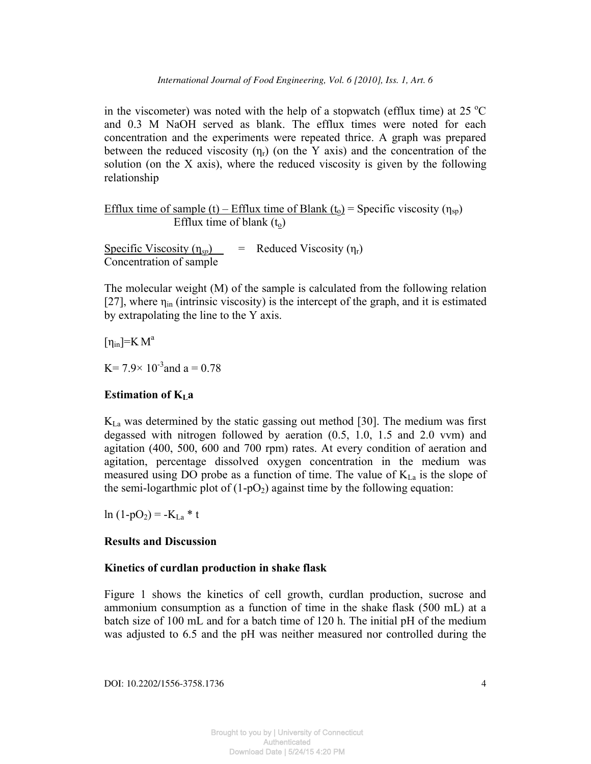in the viscometer) was noted with the help of a stopwatch (efflux time) at 25 °C and 0.3 M NaOH served as blank. The efflux times were noted for each concentration and the experiments were repeated thrice. A graph was prepared between the reduced viscosity ($\eta_r$) (on the Y axis) and the concentration of the solution (on the X axis), where the reduced viscosity is given by the following relationship

$$\frac{\text{Efflux time of sample (t)} - \text{Efflux time of Blank } (t_o)}{\text{Efflux time of blank } (t_o)} = \text{Specific viscosity } (\eta_{sp})$$

$$\frac{\text{Specific Viscosity } (\eta_{sp})}{\text{Concentration of sample}} = \text{Reduced Viscosity } (\eta_r)$$

The molecular weight (M) of the sample is calculated from the following relation [27], where $\eta_{in}$ (intrinsic viscosity) is the intercept of the graph, and it is estimated by extrapolating the line to the Y axis.

$$[\eta_{in}] = K\,M^a$$

$K = 7.9 \times 10^{-3}$ and $a = 0.78$

**Estimation of $K_La$**

$K_{La}$ was determined by the static gassing out method [30]. The medium was first degassed with nitrogen followed by aeration (0.5, 1.0, 1.5 and 2.0 vvm) and agitation (400, 500, 600 and 700 rpm) rates. At every condition of aeration and agitation, percentage dissolved oxygen concentration in the medium was measured using DO probe as a function of time. The value of $K_{La}$ is the slope of the semi-logarthmic plot of $(1\text{-}pO_2)$ against time by the following equation:

$$\ln(1 - pO_2) = -K_{La} * t$$

**Results and Discussion**

**Kinetics of curdlan production in shake flask**

Figure 1 shows the kinetics of cell growth, curdlan production, sucrose and ammonium consumption as a function of time in the shake flask (500 mL) at a batch size of 100 mL and for a batch time of 120 h. The initial pH of the medium was adjusted to 6.5 and the pH was neither measured nor controlled during the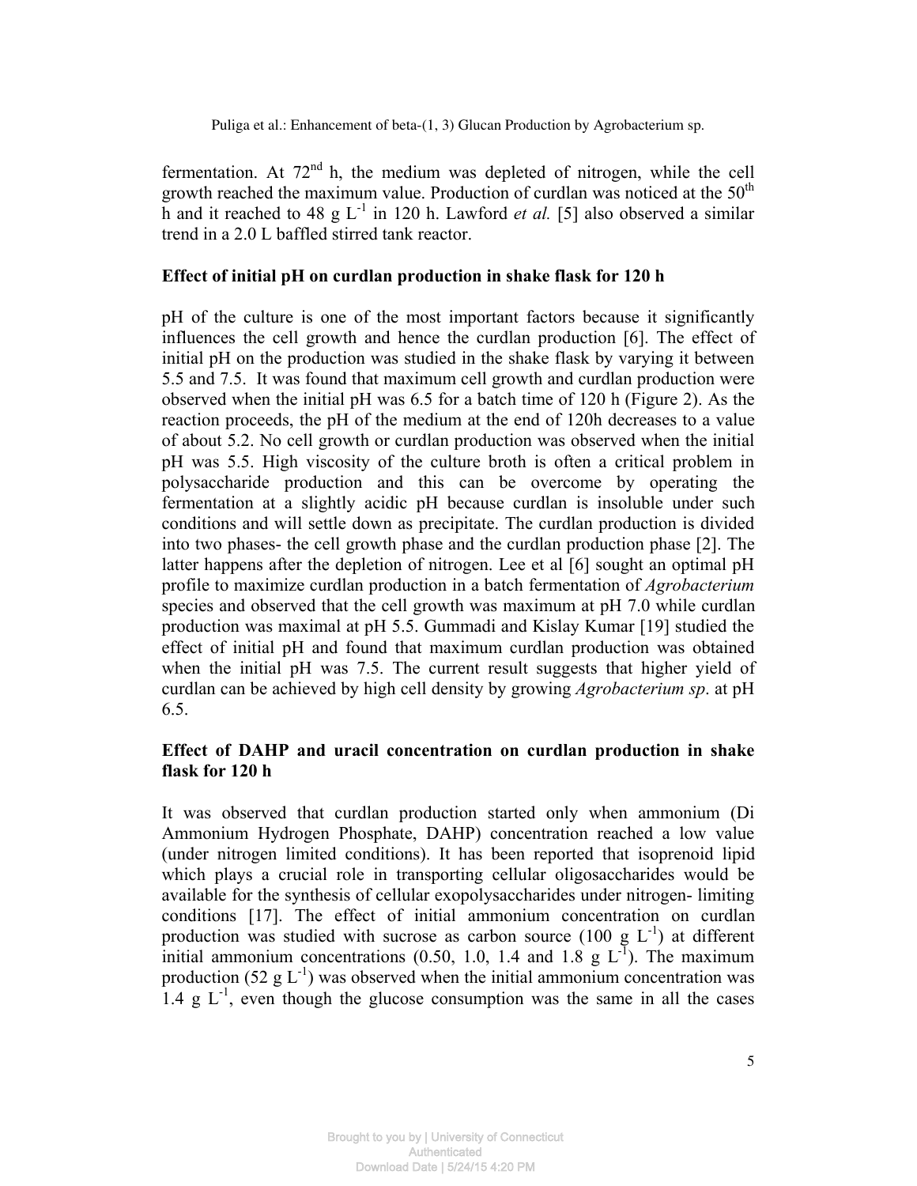fermentation. At 72$^{nd}$ h, the medium was depleted of nitrogen, while the cell growth reached the maximum value. Production of curdlan was noticed at the 50$^{th}$ h and it reached to 48 g $L^{-1}$ in 120 h. Lawford *et al.* [5] also observed a similar trend in a 2.0 L baffled stirred tank reactor.

### Effect of initial pH on curdlan production in shake flask for 120 h

pH of the culture is one of the most important factors because it significantly influences the cell growth and hence the curdlan production [6]. The effect of initial pH on the production was studied in the shake flask by varying it between 5.5 and 7.5. It was found that maximum cell growth and curdlan production were observed when the initial pH was 6.5 for a batch time of 120 h (Figure 2). As the reaction proceeds, the pH of the medium at the end of 120h decreases to a value of about 5.2. No cell growth or curdlan production was observed when the initial pH was 5.5. High viscosity of the culture broth is often a critical problem in polysaccharide production and this can be overcome by operating the fermentation at a slightly acidic pH because curdlan is insoluble under such conditions and will settle down as precipitate. The curdlan production is divided into two phases- the cell growth phase and the curdlan production phase [2]. The latter happens after the depletion of nitrogen. Lee et al [6] sought an optimal pH profile to maximize curdlan production in a batch fermentation of *Agrobacterium* species and observed that the cell growth was maximum at pH 7.0 while curdlan production was maximal at pH 5.5. Gummadi and Kislay Kumar [19] studied the effect of initial pH and found that maximum curdlan production was obtained when the initial pH was 7.5. The current result suggests that higher yield of curdlan can be achieved by high cell density by growing *Agrobacterium sp*. at pH 6.5.

### Effect of DAHP and uracil concentration on curdlan production in shake flask for 120 h

It was observed that curdlan production started only when ammonium (Di Ammonium Hydrogen Phosphate, DAHP) concentration reached a low value (under nitrogen limited conditions). It has been reported that isoprenoid lipid which plays a crucial role in transporting cellular oligosaccharides would be available for the synthesis of cellular exopolysaccharides under nitrogen- limiting conditions [17]. The effect of initial ammonium concentration on curdlan production was studied with sucrose as carbon source (100 g $L^{-1}$) at different initial ammonium concentrations (0.50, 1.0, 1.4 and 1.8 g $L^{-1}$). The maximum production (52 g $L^{-1}$) was observed when the initial ammonium concentration was 1.4 g $L^{-1}$, even though the glucose consumption was the same in all the cases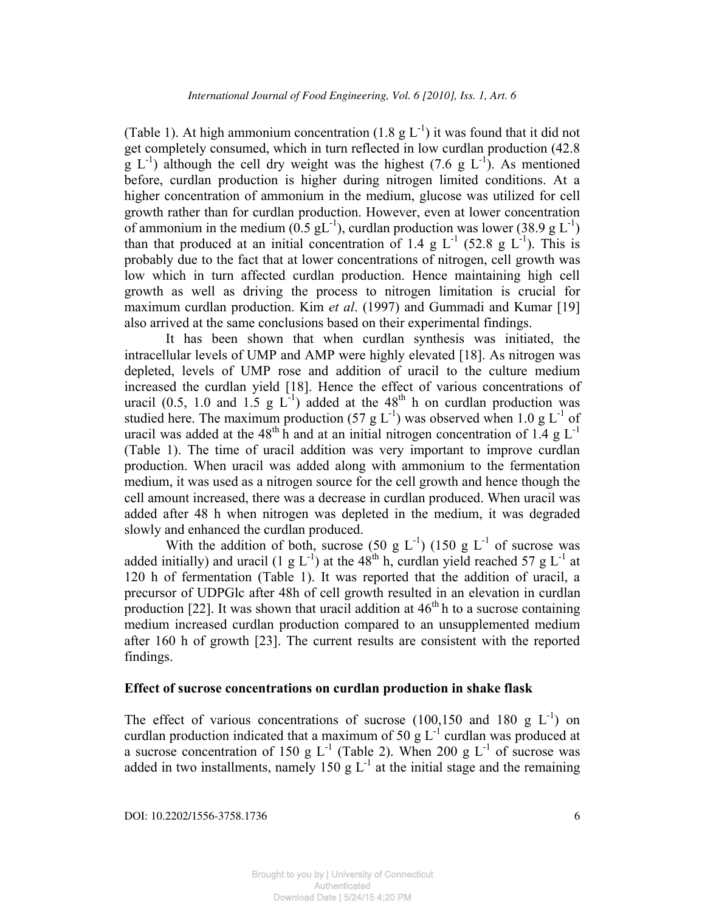(Table 1). At high ammonium concentration (1.8 g $L^{-1}$) it was found that it did not get completely consumed, which in turn reflected in low curdlan production (42.8 g $L^{-1}$) although the cell dry weight was the highest (7.6 g $L^{-1}$). As mentioned before, curdlan production is higher during nitrogen limited conditions. At a higher concentration of ammonium in the medium, glucose was utilized for cell growth rather than for curdlan production. However, even at lower concentration of ammonium in the medium (0.5 g$L^{-1}$), curdlan production was lower (38.9 g $L^{-1}$) than that produced at an initial concentration of 1.4 g $L^{-1}$ (52.8 g $L^{-1}$). This is probably due to the fact that at lower concentrations of nitrogen, cell growth was low which in turn affected curdlan production. Hence maintaining high cell growth as well as driving the process to nitrogen limitation is crucial for maximum curdlan production. Kim *et al*. (1997) and Gummadi and Kumar [19] also arrived at the same conclusions based on their experimental findings.

It has been shown that when curdlan synthesis was initiated, the intracellular levels of UMP and AMP were highly elevated [18]. As nitrogen was depleted, levels of UMP rose and addition of uracil to the culture medium increased the curdlan yield [18]. Hence the effect of various concentrations of uracil (0.5, 1.0 and 1.5 g $L^{-1}$) added at the 48$^{th}$ h on curdlan production was studied here. The maximum production (57 g $L^{-1}$) was observed when 1.0 g $L^{-1}$ of uracil was added at the 48$^{th}$ h and at an initial nitrogen concentration of 1.4 g $L^{-1}$ (Table 1). The time of uracil addition was very important to improve curdlan production. When uracil was added along with ammonium to the fermentation medium, it was used as a nitrogen source for the cell growth and hence though the cell amount increased, there was a decrease in curdlan produced. When uracil was added after 48 h when nitrogen was depleted in the medium, it was degraded slowly and enhanced the curdlan produced.

With the addition of both, sucrose (50 g $L^{-1}$) (150 g $L^{-1}$ of sucrose was added initially) and uracil (1 g $L^{-1}$) at the 48$^{th}$ h, curdlan yield reached 57 g $L^{-1}$ at 120 h of fermentation (Table 1). It was reported that the addition of uracil, a precursor of UDPGlc after 48h of cell growth resulted in an elevation in curdlan production [22]. It was shown that uracil addition at 46$^{th}$ h to a sucrose containing medium increased curdlan production compared to an unsupplemented medium after 160 h of growth [23]. The current results are consistent with the reported findings.

### Effect of sucrose concentrations on curdlan production in shake flask

The effect of various concentrations of sucrose (100,150 and 180 g $L^{-1}$) on curdlan production indicated that a maximum of 50 g $L^{-1}$ curdlan was produced at a sucrose concentration of 150 g $L^{-1}$ (Table 2). When 200 g $L^{-1}$ of sucrose was added in two installments, namely 150 g $L^{-1}$ at the initial stage and the remaining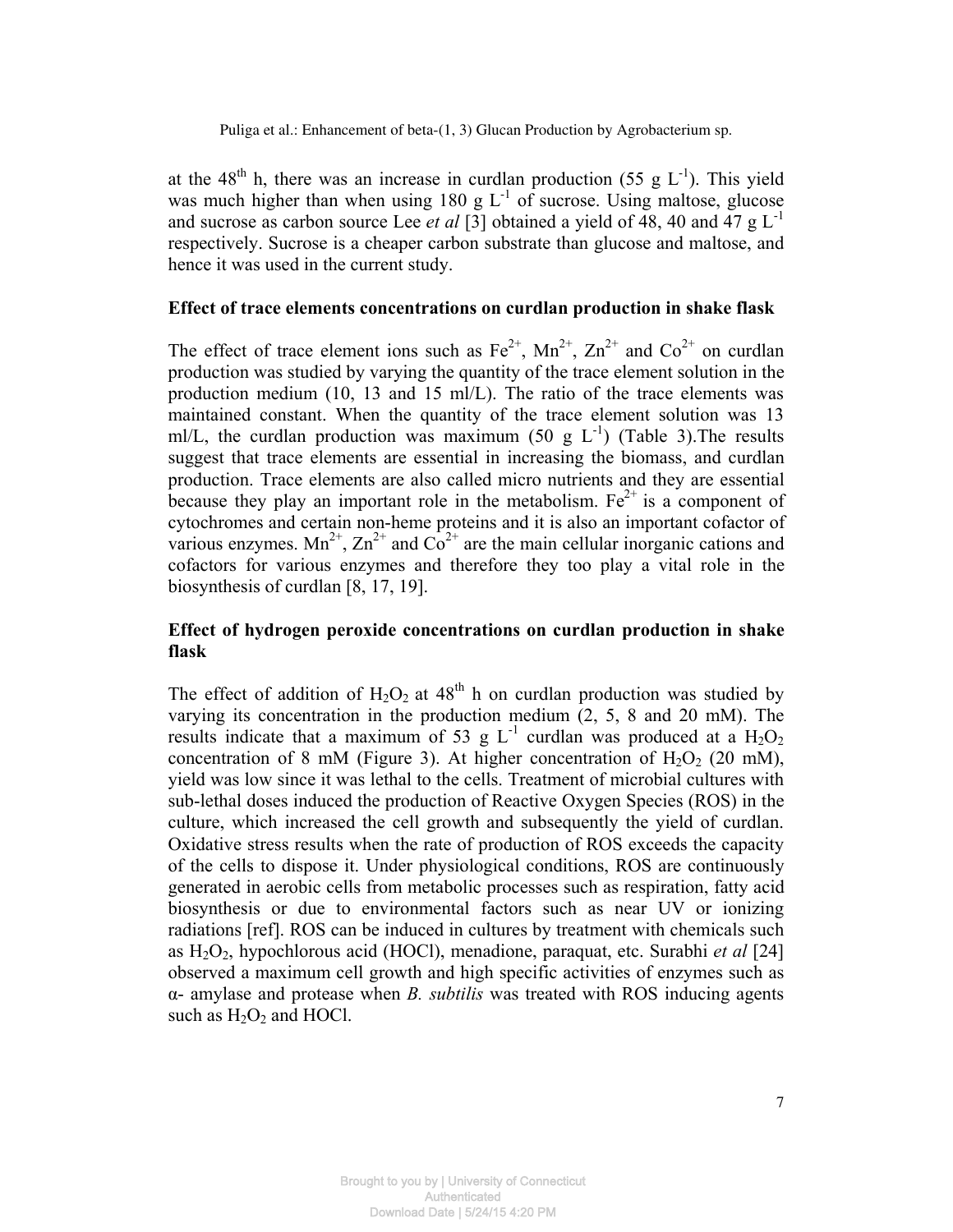at the 48$^{th}$ h, there was an increase in curdlan production (55 g $L^{-1}$). This yield was much higher than when using 180 g $L^{-1}$ of sucrose. Using maltose, glucose and sucrose as carbon source Lee *et al* [3] obtained a yield of 48, 40 and 47 g $L^{-1}$ respectively. Sucrose is a cheaper carbon substrate than glucose and maltose, and hence it was used in the current study.

### Effect of trace elements concentrations on curdlan production in shake flask

The effect of trace element ions such as $Fe^{2+}$, $Mn^{2+}$, $Zn^{2+}$ and $Co^{2+}$ on curdlan production was studied by varying the quantity of the trace element solution in the production medium (10, 13 and 15 ml/L). The ratio of the trace elements was maintained constant. When the quantity of the trace element solution was 13 ml/L, the curdlan production was maximum (50 g $L^{-1}$) (Table 3).The results suggest that trace elements are essential in increasing the biomass, and curdlan production. Trace elements are also called micro nutrients and they are essential because they play an important role in the metabolism. $Fe^{2+}$ is a component of cytochromes and certain non-heme proteins and it is also an important cofactor of various enzymes. $Mn^{2+}$, $Zn^{2+}$ and $Co^{2+}$ are the main cellular inorganic cations and cofactors for various enzymes and therefore they too play a vital role in the biosynthesis of curdlan [8, 17, 19].

### Effect of hydrogen peroxide concentrations on curdlan production in shake flask

The effect of addition of $H_2O_2$ at 48$^{th}$ h on curdlan production was studied by varying its concentration in the production medium (2, 5, 8 and 20 mM). The results indicate that a maximum of 53 g $L^{-1}$ curdlan was produced at a $H_2O_2$ concentration of 8 mM (Figure 3). At higher concentration of $H_2O_2$ (20 mM), yield was low since it was lethal to the cells. Treatment of microbial cultures with sub-lethal doses induced the production of Reactive Oxygen Species (ROS) in the culture, which increased the cell growth and subsequently the yield of curdlan. Oxidative stress results when the rate of production of ROS exceeds the capacity of the cells to dispose it. Under physiological conditions, ROS are continuously generated in aerobic cells from metabolic processes such as respiration, fatty acid biosynthesis or due to environmental factors such as near UV or ionizing radiations [ref]. ROS can be induced in cultures by treatment with chemicals such as $H_2O_2$, hypochlorous acid (HOCl), menadione, paraquat, etc. Surabhi *et al* [24] observed a maximum cell growth and high specific activities of enzymes such as α- amylase and protease when *B. subtilis* was treated with ROS inducing agents such as $H_2O_2$ and HOCl.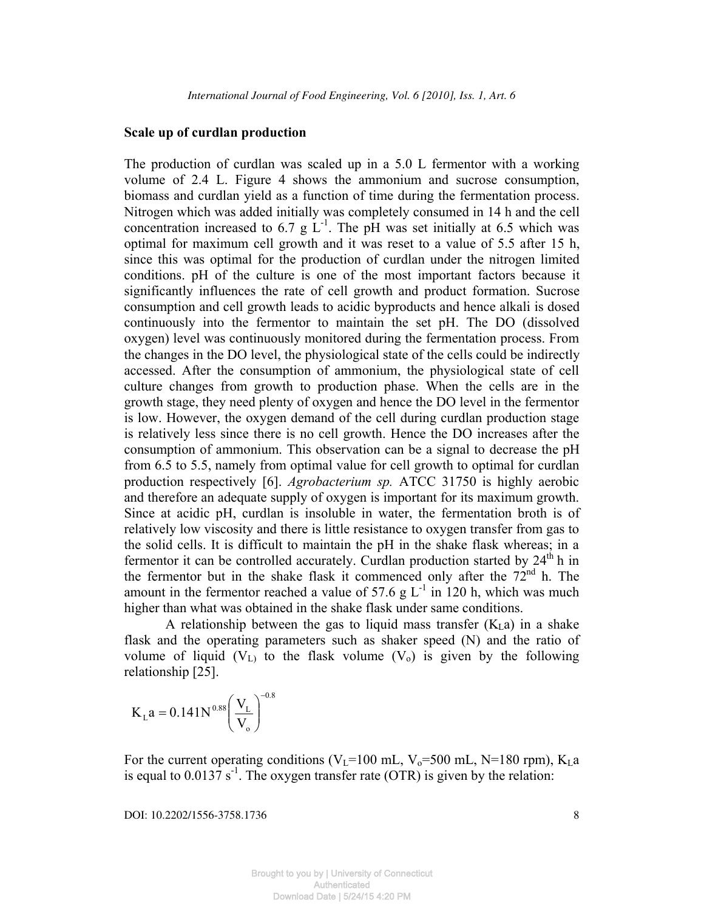## Scale up of curdlan production

The production of curdlan was scaled up in a 5.0 L fermentor with a working volume of 2.4 L. Figure 4 shows the ammonium and sucrose consumption, biomass and curdlan yield as a function of time during the fermentation process. Nitrogen which was added initially was completely consumed in 14 h and the cell concentration increased to 6.7 g $L^{-1}$. The pH was set initially at 6.5 which was optimal for maximum cell growth and it was reset to a value of 5.5 after 15 h, since this was optimal for the production of curdlan under the nitrogen limited conditions. pH of the culture is one of the most important factors because it significantly influences the rate of cell growth and product formation. Sucrose consumption and cell growth leads to acidic byproducts and hence alkali is dosed continuously into the fermentor to maintain the set pH. The DO (dissolved oxygen) level was continuously monitored during the fermentation process. From the changes in the DO level, the physiological state of the cells could be indirectly accessed. After the consumption of ammonium, the physiological state of cell culture changes from growth to production phase. When the cells are in the growth stage, they need plenty of oxygen and hence the DO level in the fermentor is low. However, the oxygen demand of the cell during curdlan production stage is relatively less since there is no cell growth. Hence the DO increases after the consumption of ammonium. This observation can be a signal to decrease the pH from 6.5 to 5.5, namely from optimal value for cell growth to optimal for curdlan production respectively [6]. *Agrobacterium sp.* ATCC 31750 is highly aerobic and therefore an adequate supply of oxygen is important for its maximum growth. Since at acidic pH, curdlan is insoluble in water, the fermentation broth is of relatively low viscosity and there is little resistance to oxygen transfer from gas to the solid cells. It is difficult to maintain the pH in the shake flask whereas; in a fermentor it can be controlled accurately. Curdlan production started by 24th h in the fermentor but in the shake flask it commenced only after the 72nd h. The amount in the fermentor reached a value of 57.6 g $L^{-1}$ in 120 h, which was much higher than what was obtained in the shake flask under same conditions.

A relationship between the gas to liquid mass transfer ($K_La$) in a shake flask and the operating parameters such as shaker speed (N) and the ratio of volume of liquid ($V_L$) to the flask volume ($V_o$) is given by the following relationship [25].

$$K_La = 0.141N^{0.88}\left(\frac{V_L}{V_o}\right)^{-0.8}$$

For the current operating conditions ($V_L$=100 mL, $V_o$=500 mL, N=180 rpm), $K_La$ is equal to 0.0137 $s^{-1}$. The oxygen transfer rate (OTR) is given by the relation: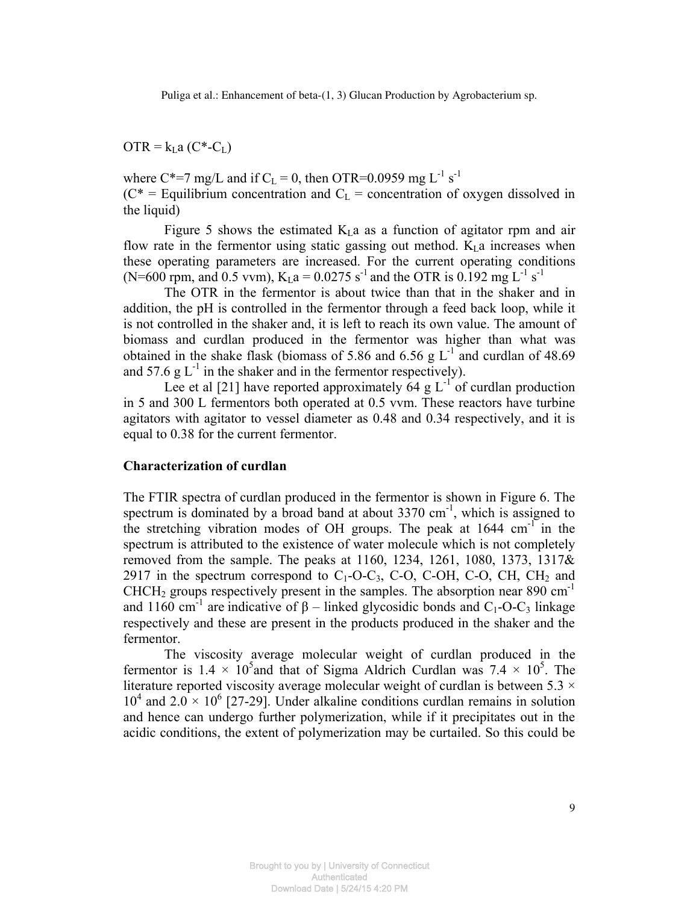$OTR = k_La (C^*-C_L)$

where $C^*=7$ mg/L and if $C_L = 0$, then OTR=0.0959 mg $L^{-1}$ $s^{-1}$
($C^*$ = Equilibrium concentration and $C_L$ = concentration of oxygen dissolved in the liquid)

Figure 5 shows the estimated $K_La$ as a function of agitator rpm and air flow rate in the fermentor using static gassing out method. $K_La$ increases when these operating parameters are increased. For the current operating conditions (N=600 rpm, and 0.5 vvm), $K_La = 0.0275$ $s^{-1}$ and the OTR is 0.192 mg $L^{-1}$ $s^{-1}$

The OTR in the fermentor is about twice than that in the shaker and in addition, the pH is controlled in the fermentor through a feed back loop, while it is not controlled in the shaker and, it is left to reach its own value. The amount of biomass and curdlan produced in the fermentor was higher than what was obtained in the shake flask (biomass of 5.86 and 6.56 g $L^{-1}$ and curdlan of 48.69 and 57.6 g $L^{-1}$ in the shaker and in the fermentor respectively).

Lee et al [21] have reported approximately 64 g $L^{-1}$ of curdlan production in 5 and 300 L fermentors both operated at 0.5 vvm. These reactors have turbine agitators with agitator to vessel diameter as 0.48 and 0.34 respectively, and it is equal to 0.38 for the current fermentor.

## Characterization of curdlan

The FTIR spectra of curdlan produced in the fermentor is shown in Figure 6. The spectrum is dominated by a broad band at about 3370 $cm^{-1}$, which is assigned to the stretching vibration modes of OH groups. The peak at 1644 $cm^{-1}$ in the spectrum is attributed to the existence of water molecule which is not completely removed from the sample. The peaks at 1160, 1234, 1261, 1080, 1373, 1317& 2917 in the spectrum correspond to $C_1$-O-$C_3$, C-O, C-OH, C-O, CH, $CH_2$ and $CHCH_2$ groups respectively present in the samples. The absorption near 890 $cm^{-1}$ and 1160 $cm^{-1}$ are indicative of $\beta$ – linked glycosidic bonds and $C_1$-O-$C_3$ linkage respectively and these are present in the products produced in the shaker and the fermentor.

The viscosity average molecular weight of curdlan produced in the fermentor is $1.4 \times 10^5$and that of Sigma Aldrich Curdlan was $7.4 \times 10^5$. The literature reported viscosity average molecular weight of curdlan is between $5.3 \times 10^4$ and $2.0 \times 10^6$ [27-29]. Under alkaline conditions curdlan remains in solution and hence can undergo further polymerization, while if it precipitates out in the acidic conditions, the extent of polymerization may be curtailed. So this could be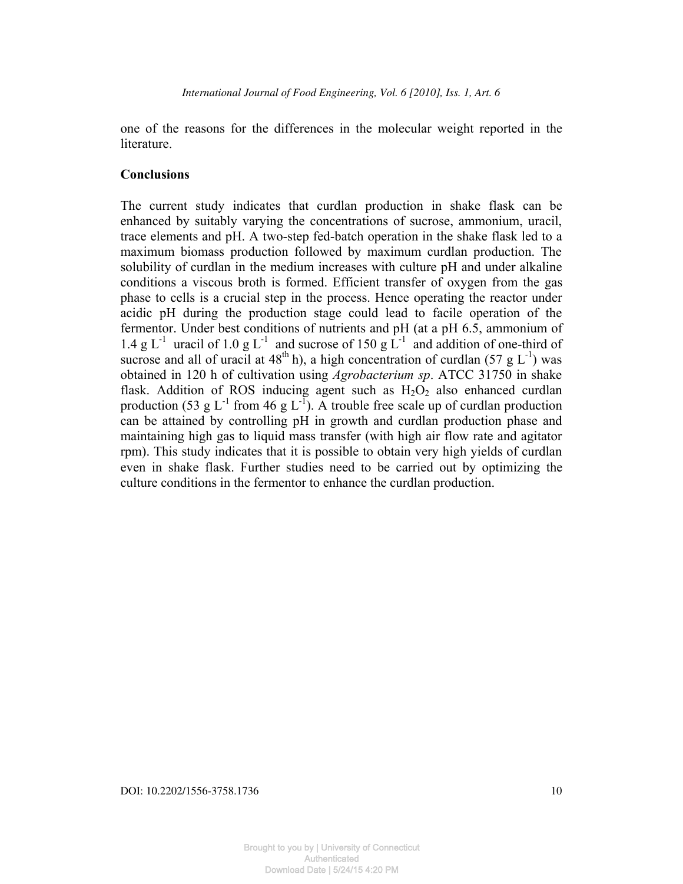one of the reasons for the differences in the molecular weight reported in the literature.

## Conclusions

The current study indicates that curdlan production in shake flask can be enhanced by suitably varying the concentrations of sucrose, ammonium, uracil, trace elements and pH. A two-step fed-batch operation in the shake flask led to a maximum biomass production followed by maximum curdlan production. The solubility of curdlan in the medium increases with culture pH and under alkaline conditions a viscous broth is formed. Efficient transfer of oxygen from the gas phase to cells is a crucial step in the process. Hence operating the reactor under acidic pH during the production stage could lead to facile operation of the fermentor. Under best conditions of nutrients and pH (at a pH 6.5, ammonium of 1.4 g $L^{-1}$ uracil of 1.0 g $L^{-1}$ and sucrose of 150 g $L^{-1}$ and addition of one-third of sucrose and all of uracil at $48^{th}$ h), a high concentration of curdlan (57 g $L^{-1}$) was obtained in 120 h of cultivation using *Agrobacterium sp*. ATCC 31750 in shake flask. Addition of ROS inducing agent such as $H_2O_2$ also enhanced curdlan production (53 g $L^{-1}$ from 46 g $L^{-1}$). A trouble free scale up of curdlan production can be attained by controlling pH in growth and curdlan production phase and maintaining high gas to liquid mass transfer (with high air flow rate and agitator rpm). This study indicates that it is possible to obtain very high yields of curdlan even in shake flask. Further studies need to be carried out by optimizing the culture conditions in the fermentor to enhance the curdlan production.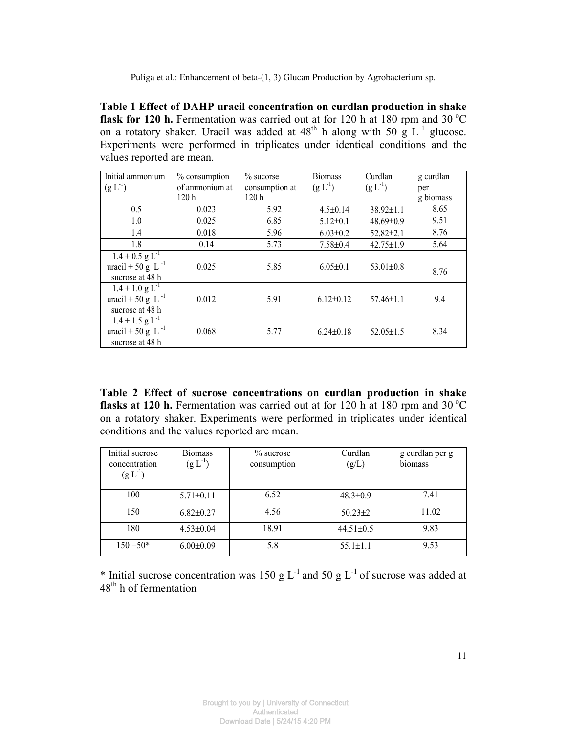**Table 1 Effect of DAHP uracil concentration on curdlan production in shake flask for 120 h.** Fermentation was carried out at for 120 h at 180 rpm and 30 °C on a rotatory shaker. Uracil was added at 48[th] h along with 50 g $L^{-1}$ glucose. Experiments were performed in triplicates under identical conditions and the values reported are mean.

| Initial ammonium (g $L^{-1}$) | % consumption of ammonium at 120 h | % sucorse consumption at 120 h | Biomass (g $L^{-1}$) | Curdlan (g $L^{-1}$) | g curdlan per g biomass |
|---|---|---|---|---|---|
| 0.5 | 0.023 | 5.92 | 4.5±0.14 | 38.92±1.1 | 8.65 |
| 1.0 | 0.025 | 6.85 | 5.12±0.1 | 48.69±0.9 | 9.51 |
| 1.4 | 0.018 | 5.96 | 6.03±0.2 | 52.82±2.1 | 8.76 |
| 1.8 | 0.14 | 5.73 | 7.58±0.4 | 42.75±1.9 | 5.64 |
| 1.4 + 0.5 g $L^{-1}$ uracil + 50 g $L^{-1}$ sucrose at 48 h | 0.025 | 5.85 | 6.05±0.1 | 53.01±0.8 | 8.76 |
| 1.4 + 1.0 g $L^{-1}$ uracil + 50 g $L^{-1}$ sucrose at 48 h | 0.012 | 5.91 | 6.12±0.12 | 57.46±1.1 | 9.4 |
| 1.4 + 1.5 g $L^{-1}$ uracil + 50 g $L^{-1}$ sucrose at 48 h | 0.068 | 5.77 | 6.24±0.18 | 52.05±1.5 | 8.34 |

**Table 2 Effect of sucrose concentrations on curdlan production in shake flasks at 120 h.** Fermentation was carried out at for 120 h at 180 rpm and 30 °C on a rotatory shaker. Experiments were performed in triplicates under identical conditions and the values reported are mean.

| Initial sucrose concentration (g $L^{-1}$) | Biomass (g $L^{-1}$) | % sucrose consumption | Curdlan (g/L) | g curdlan per g biomass |
|---|---|---|---|---|
| 100 | 5.71±0.11 | 6.52 | 48.3±0.9 | 7.41 |
| 150 | 6.82±0.27 | 4.56 | 50.23±2 | 11.02 |
| 180 | 4.53±0.04 | 18.91 | 44.51±0.5 | 9.83 |
| 150 +50* | 6.00±0.09 | 5.8 | 55.1±1.1 | 9.53 |

* Initial sucrose concentration was 150 g $L^{-1}$ and 50 g $L^{-1}$ of sucrose was added at 48[th] h of fermentation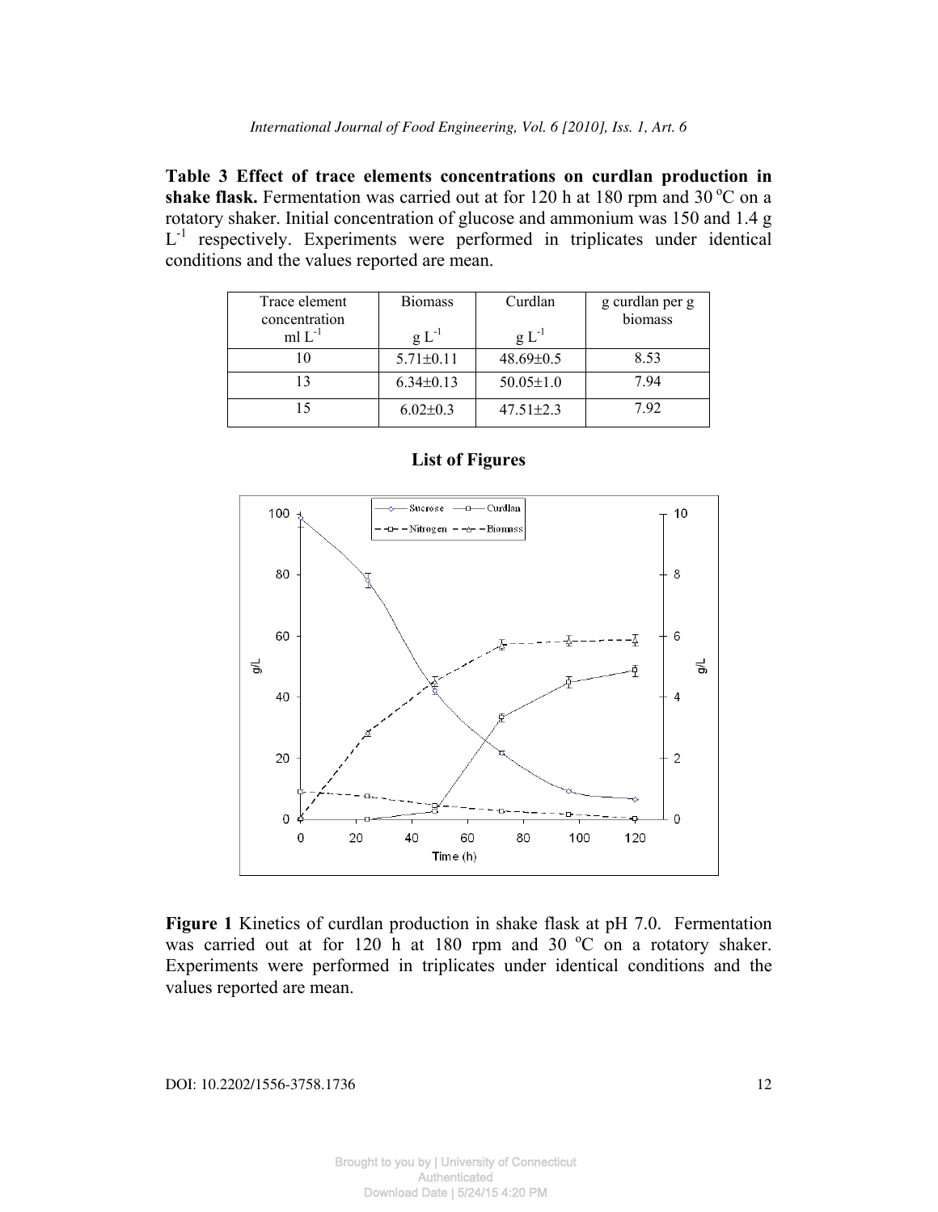**Table 3 Effect of trace elements concentrations on curdlan production in shake flask.** Fermentation was carried out at for 120 h at 180 rpm and 30 °C on a rotatory shaker. Initial concentration of glucose and ammonium was 150 and 1.4 g $L^{-1}$ respectively. Experiments were performed in triplicates under identical conditions and the values reported are mean.

| Trace element concentration ml $L^{-1}$ | Biomass g $L^{-1}$ | Curdlan g $L^{-1}$ | g curdlan per g biomass |
|---|---|---|---|
| 10 | 5.71±0.11 | 48.69±0.5 | 8.53 |
| 13 | 6.34±0.13 | 50.05±1.0 | 7.94 |
| 15 | 6.02±0.3 | 47.51±2.3 | 7.92 |

## List of Figures

**Figure 1** Kinetics of curdlan production in shake flask at pH 7.0. Fermentation was carried out at for 120 h at 180 rpm and 30 °C on a rotatory shaker. Experiments were performed in triplicates under identical conditions and the values reported are mean.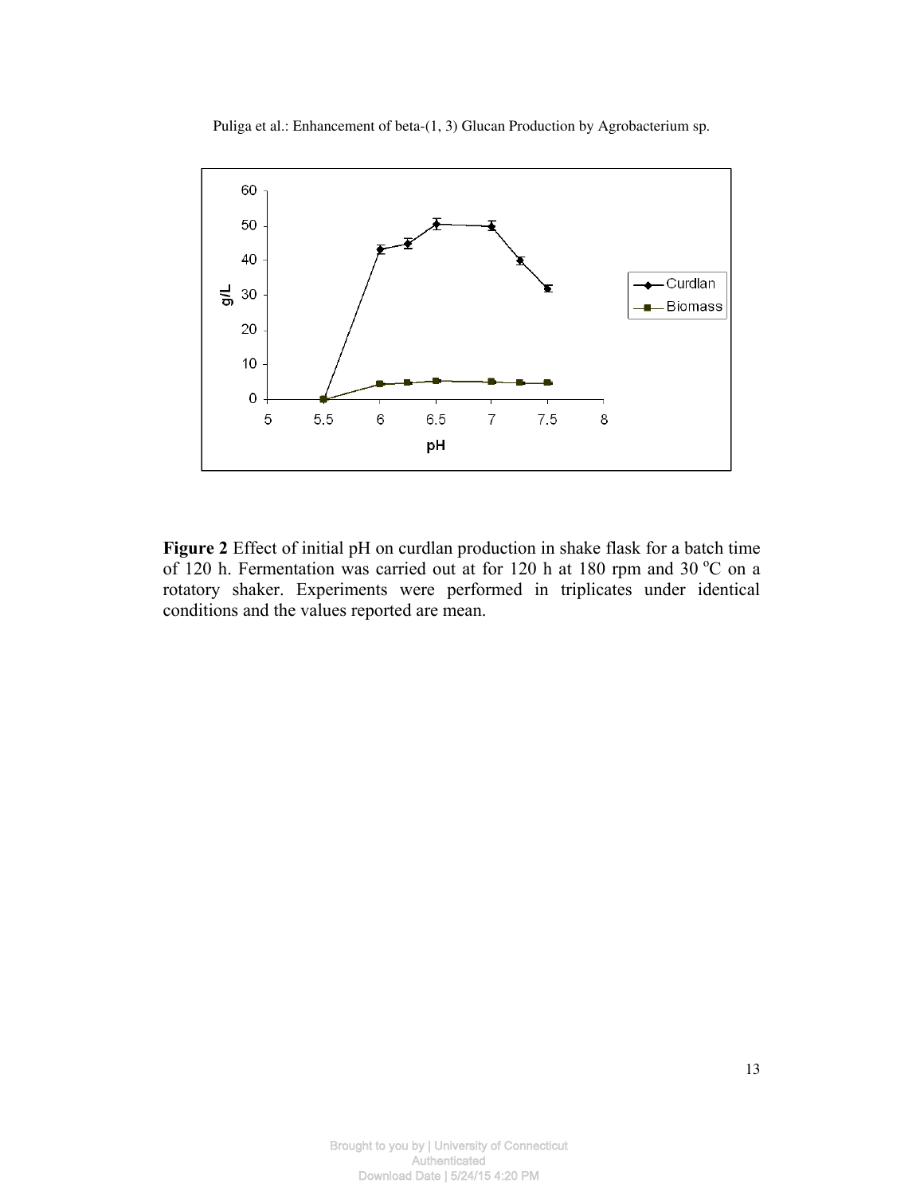**Figure 2** Effect of initial pH on curdlan production in shake flask for a batch time of 120 h. Fermentation was carried out at for 120 h at 180 rpm and 30 $^{o}$C on a rotatory shaker. Experiments were performed in triplicates under identical conditions and the values reported are mean.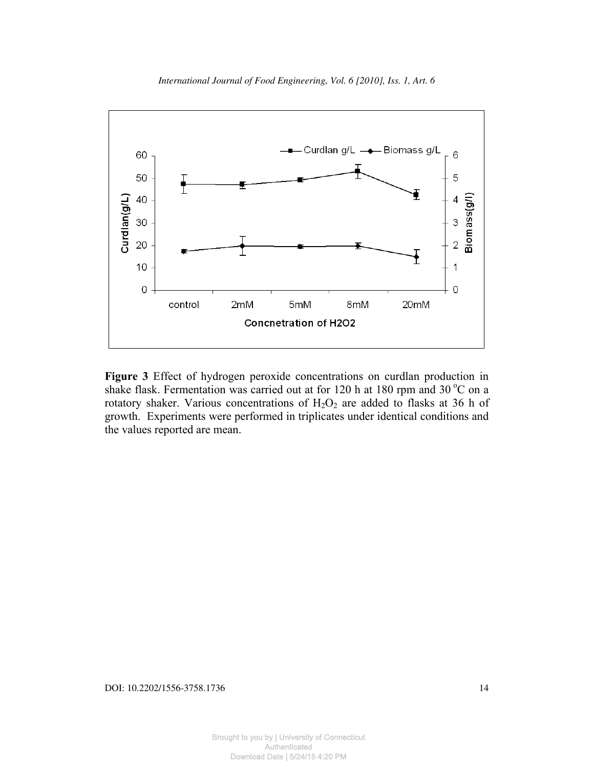**Figure 3** Effect of hydrogen peroxide concentrations on curdlan production in shake flask. Fermentation was carried out at for 120 h at 180 rpm and 30 °C on a rotatory shaker. Various concentrations of $H_2O_2$ are added to flasks at 36 h of growth. Experiments were performed in triplicates under identical conditions and the values reported are mean.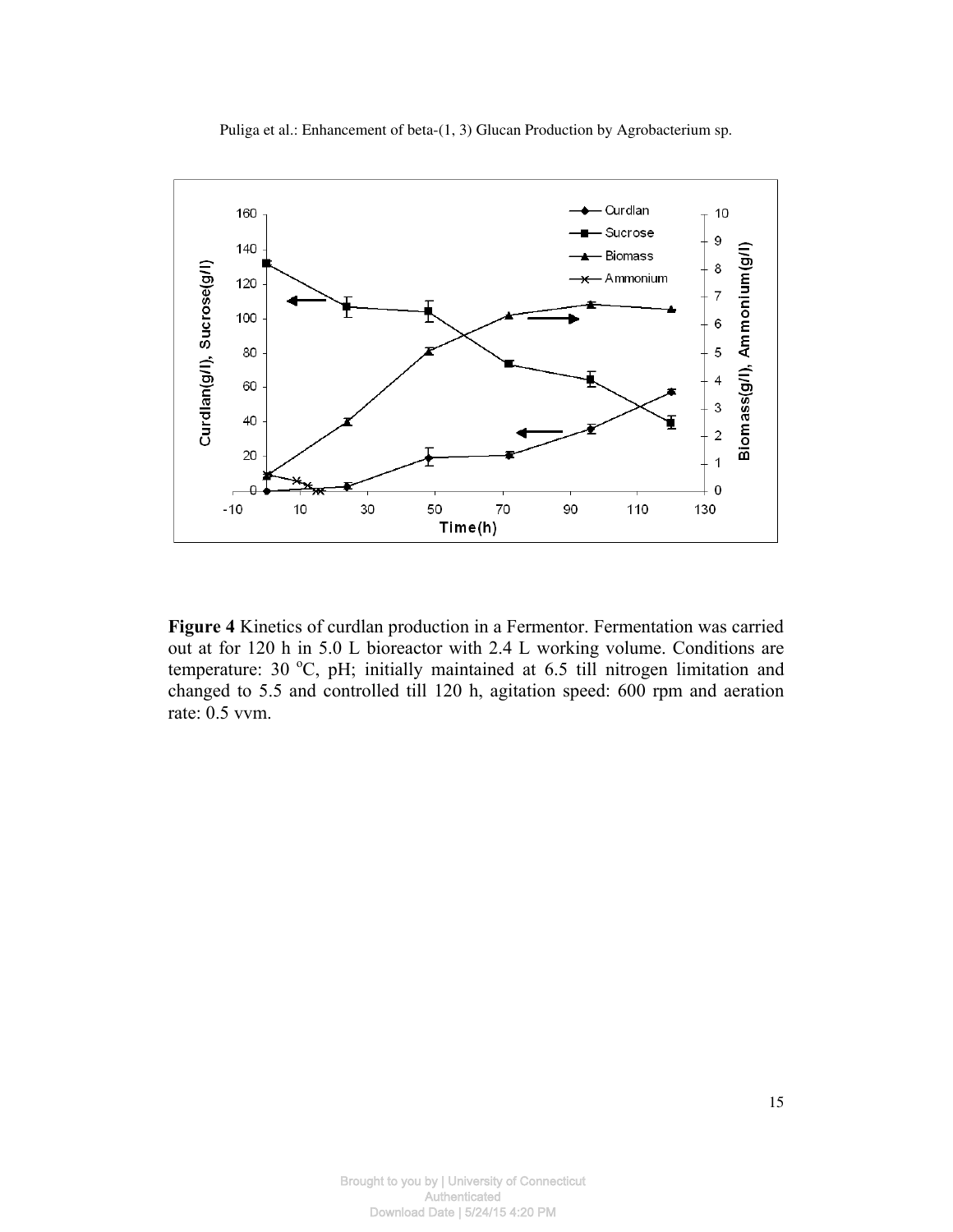**Figure 4** Kinetics of curdlan production in a Fermentor. Fermentation was carried out at for 120 h in 5.0 L bioreactor with 2.4 L working volume. Conditions are temperature: 30 °C, pH; initially maintained at 6.5 till nitrogen limitation and changed to 5.5 and controlled till 120 h, agitation speed: 600 rpm and aeration rate: 0.5 vvm.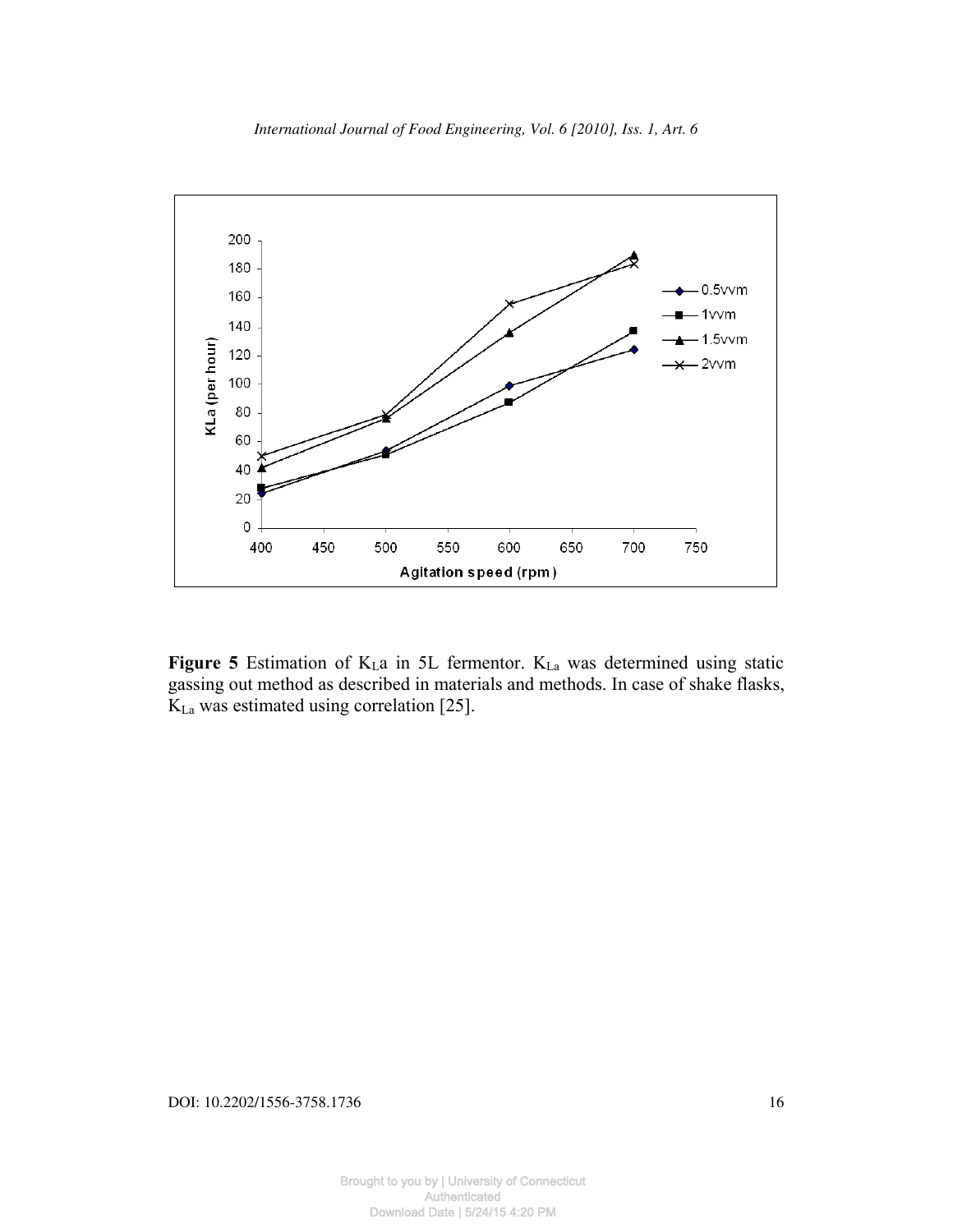**Figure 5** Estimation of $K_La$ in 5L fermentor. $K_{La}$ was determined using static gassing out method as described in materials and methods. In case of shake flasks, $K_{La}$ was estimated using correlation [25].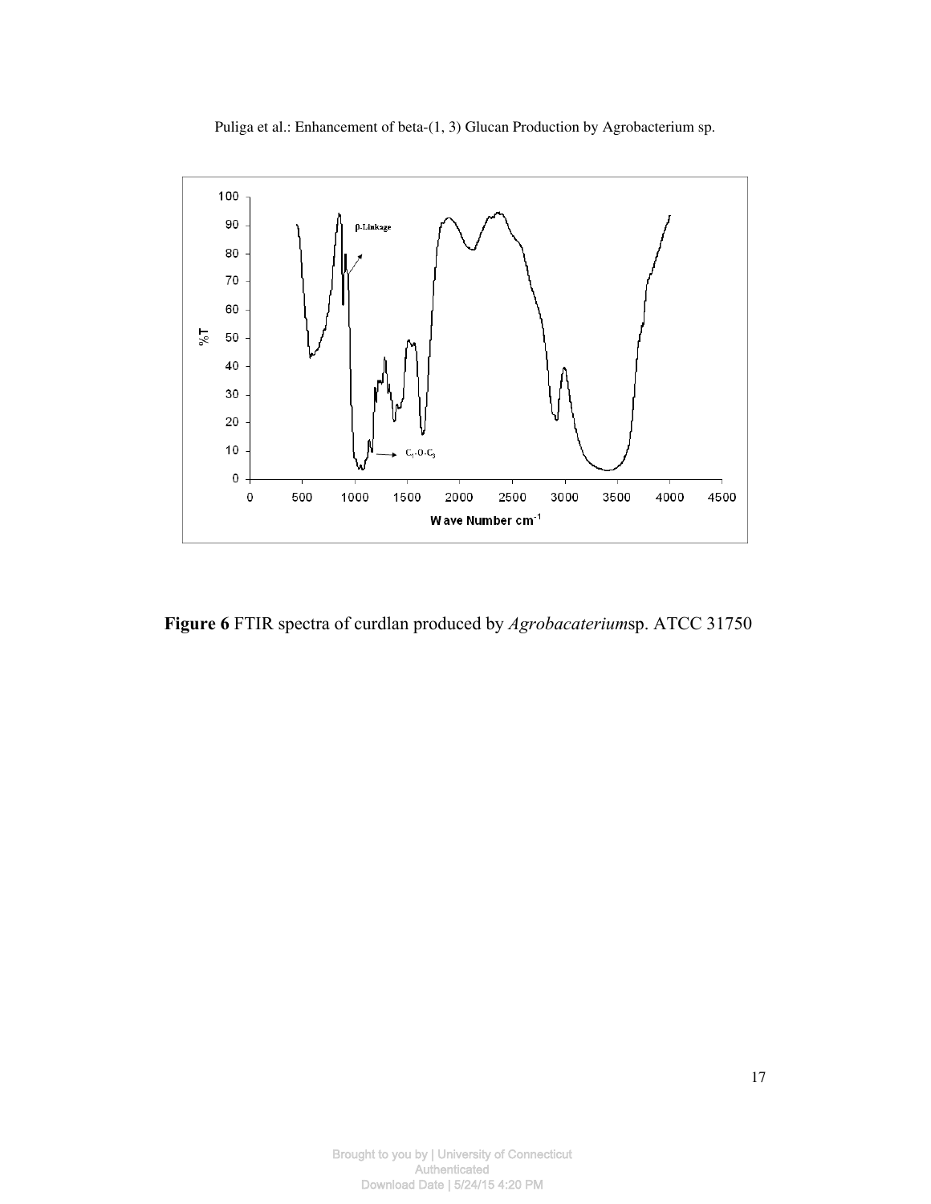**Figure 6** FTIR spectra of curdlan produced by *Agrobacaterium*sp. ATCC 31750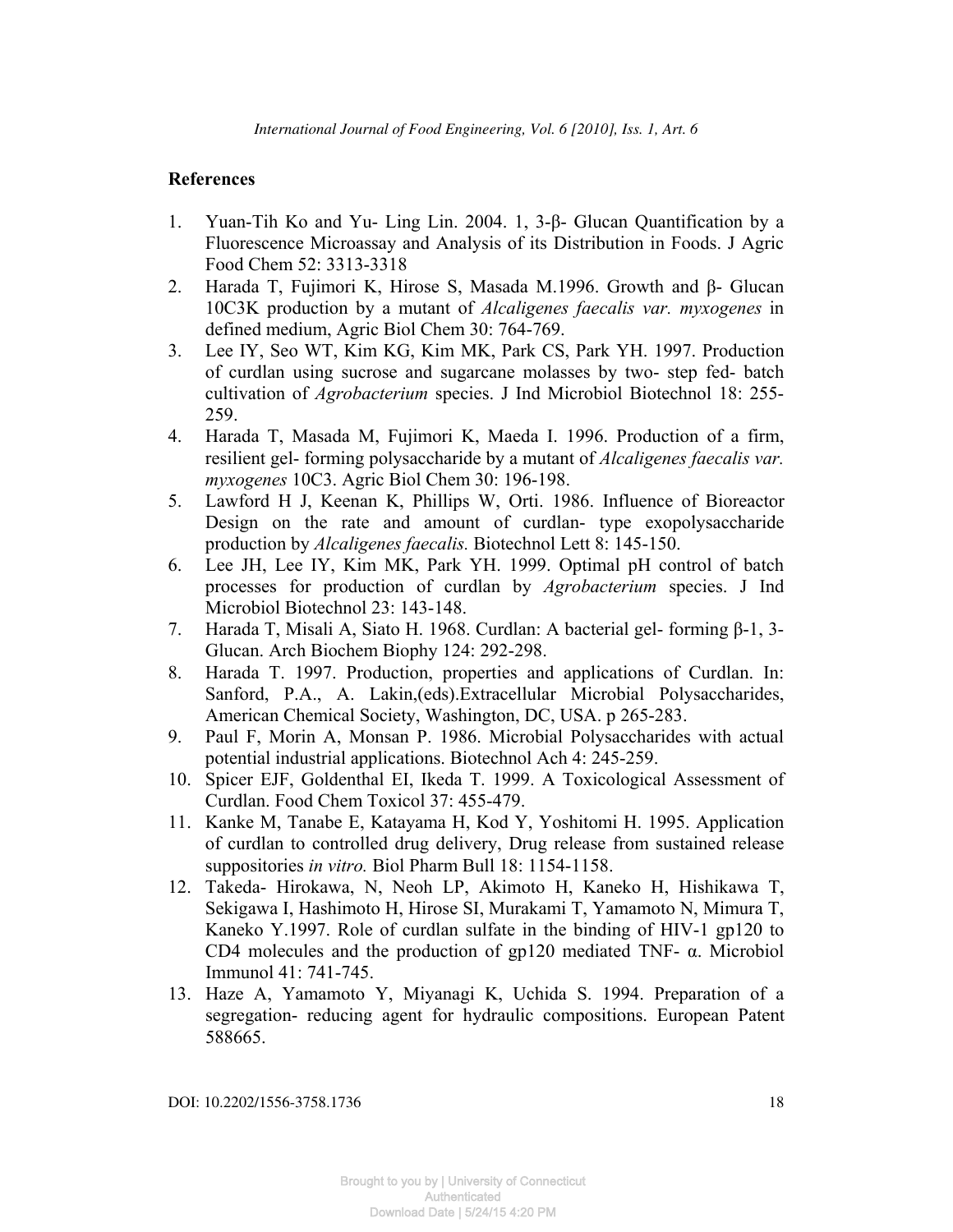## References

1. Yuan-Tih Ko and Yu- Ling Lin. 2004. 1, 3-β- Glucan Quantification by a Fluorescence Microassay and Analysis of its Distribution in Foods. J Agric Food Chem 52: 3313-3318
2. Harada T, Fujimori K, Hirose S, Masada M.1996. Growth and β- Glucan 10C3K production by a mutant of *Alcaligenes faecalis var. myxogenes* in defined medium, Agric Biol Chem 30: 764-769.
3. Lee IY, Seo WT, Kim KG, Kim MK, Park CS, Park YH. 1997. Production of curdlan using sucrose and sugarcane molasses by two- step fed- batch cultivation of *Agrobacterium* species. J Ind Microbiol Biotechnol 18: 255-259.
4. Harada T, Masada M, Fujimori K, Maeda I. 1996. Production of a firm, resilient gel- forming polysaccharide by a mutant of *Alcaligenes faecalis var. myxogenes* 10C3. Agric Biol Chem 30: 196-198.
5. Lawford H J, Keenan K, Phillips W, Orti. 1986. Influence of Bioreactor Design on the rate and amount of curdlan- type exopolysaccharide production by *Alcaligenes faecalis.* Biotechnol Lett 8: 145-150.
6. Lee JH, Lee IY, Kim MK, Park YH. 1999. Optimal pH control of batch processes for production of curdlan by *Agrobacterium* species. J Ind Microbiol Biotechnol 23: 143-148.
7. Harada T, Misali A, Siato H. 1968. Curdlan: A bacterial gel- forming β-1, 3-Glucan. Arch Biochem Biophy 124: 292-298.
8. Harada T. 1997. Production, properties and applications of Curdlan. In: Sanford, P.A., A. Lakin,(eds).Extracellular Microbial Polysaccharides, American Chemical Society, Washington, DC, USA. p 265-283.
9. Paul F, Morin A, Monsan P. 1986. Microbial Polysaccharides with actual potential industrial applications. Biotechnol Ach 4: 245-259.
10. Spicer EJF, Goldenthal EI, Ikeda T. 1999. A Toxicological Assessment of Curdlan. Food Chem Toxicol 37: 455-479.
11. Kanke M, Tanabe E, Katayama H, Kod Y, Yoshitomi H. 1995. Application of curdlan to controlled drug delivery, Drug release from sustained release suppositories *in vitro.* Biol Pharm Bull 18: 1154-1158.
12. Takeda- Hirokawa, N, Neoh LP, Akimoto H, Kaneko H, Hishikawa T, Sekigawa I, Hashimoto H, Hirose SI, Murakami T, Yamamoto N, Mimura T, Kaneko Y.1997. Role of curdlan sulfate in the binding of HIV-1 gp120 to CD4 molecules and the production of gp120 mediated TNF- α. Microbiol Immunol 41: 741-745.
13. Haze A, Yamamoto Y, Miyanagi K, Uchida S. 1994. Preparation of a segregation- reducing agent for hydraulic compositions. European Patent 588665.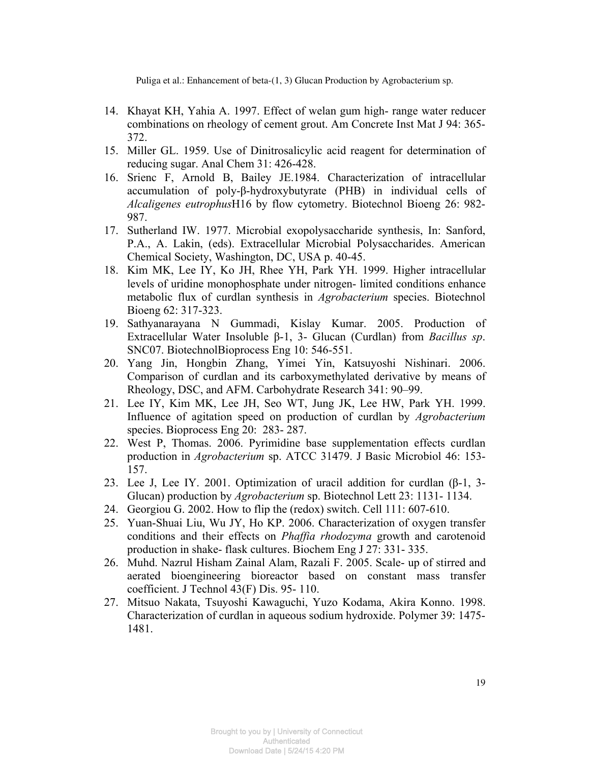14. Khayat KH, Yahia A. 1997. Effect of welan gum high- range water reducer combinations on rheology of cement grout. Am Concrete Inst Mat J 94: 365-372.
15. Miller GL. 1959. Use of Dinitrosalicylic acid reagent for determination of reducing sugar. Anal Chem 31: 426-428.
16. Srienc F, Arnold B, Bailey JE.1984. Characterization of intracellular accumulation of poly-β-hydroxybutyrate (PHB) in individual cells of *Alcaligenes eutrophus*H16 by flow cytometry. Biotechnol Bioeng 26: 982-987.
17. Sutherland IW. 1977. Microbial exopolysaccharide synthesis, In: Sanford, P.A., A. Lakin, (eds). Extracellular Microbial Polysaccharides. American Chemical Society, Washington, DC, USA p. 40-45.
18. Kim MK, Lee IY, Ko JH, Rhee YH, Park YH. 1999. Higher intracellular levels of uridine monophosphate under nitrogen- limited conditions enhance metabolic flux of curdlan synthesis in *Agrobacterium* species. Biotechnol Bioeng 62: 317-323.
19. Sathyanarayana N Gummadi, Kislay Kumar. 2005. Production of Extracellular Water Insoluble β-1, 3- Glucan (Curdlan) from *Bacillus sp*. SNC07. BiotechnolBioprocess Eng 10: 546-551.
20. Yang Jin, Hongbin Zhang, Yimei Yin, Katsuyoshi Nishinari. 2006. Comparison of curdlan and its carboxymethylated derivative by means of Rheology, DSC, and AFM. Carbohydrate Research 341: 90–99.
21. Lee IY, Kim MK, Lee JH, Seo WT, Jung JK, Lee HW, Park YH. 1999. Influence of agitation speed on production of curdlan by *Agrobacterium* species. Bioprocess Eng 20: 283- 287.
22. West P, Thomas. 2006. Pyrimidine base supplementation effects curdlan production in *Agrobacterium* sp. ATCC 31479. J Basic Microbiol 46: 153-157.
23. Lee J, Lee IY. 2001. Optimization of uracil addition for curdlan (β-1, 3-Glucan) production by *Agrobacterium* sp. Biotechnol Lett 23: 1131- 1134.
24. Georgiou G. 2002. How to flip the (redox) switch. Cell 111: 607-610.
25. Yuan-Shuai Liu, Wu JY, Ho KP. 2006. Characterization of oxygen transfer conditions and their effects on *Phaffia rhodozyma* growth and carotenoid production in shake- flask cultures. Biochem Eng J 27: 331- 335.
26. Muhd. Nazrul Hisham Zainal Alam, Razali F. 2005. Scale- up of stirred and aerated bioengineering bioreactor based on constant mass transfer coefficient. J Technol 43(F) Dis. 95- 110.
27. Mitsuo Nakata, Tsuyoshi Kawaguchi, Yuzo Kodama, Akira Konno. 1998. Characterization of curdlan in aqueous sodium hydroxide. Polymer 39: 1475-1481.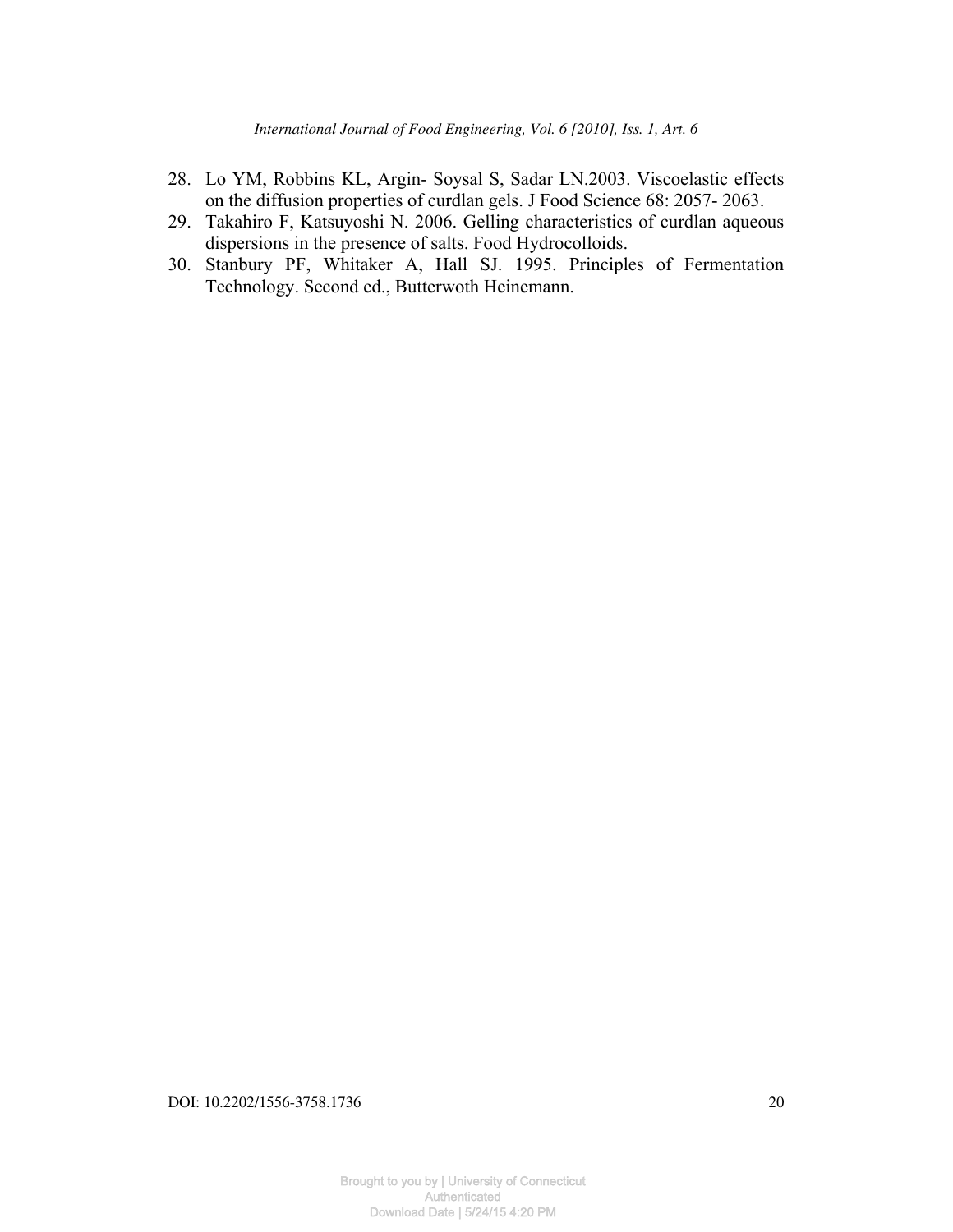28. Lo YM, Robbins KL, Argin- Soysal S, Sadar LN.2003. Viscoelastic effects on the diffusion properties of curdlan gels. J Food Science 68: 2057- 2063.
29. Takahiro F, Katsuyoshi N. 2006. Gelling characteristics of curdlan aqueous dispersions in the presence of salts. Food Hydrocolloids.
30. Stanbury PF, Whitaker A, Hall SJ. 1995. Principles of Fermentation Technology. Second ed., Butterwoth Heinemann.